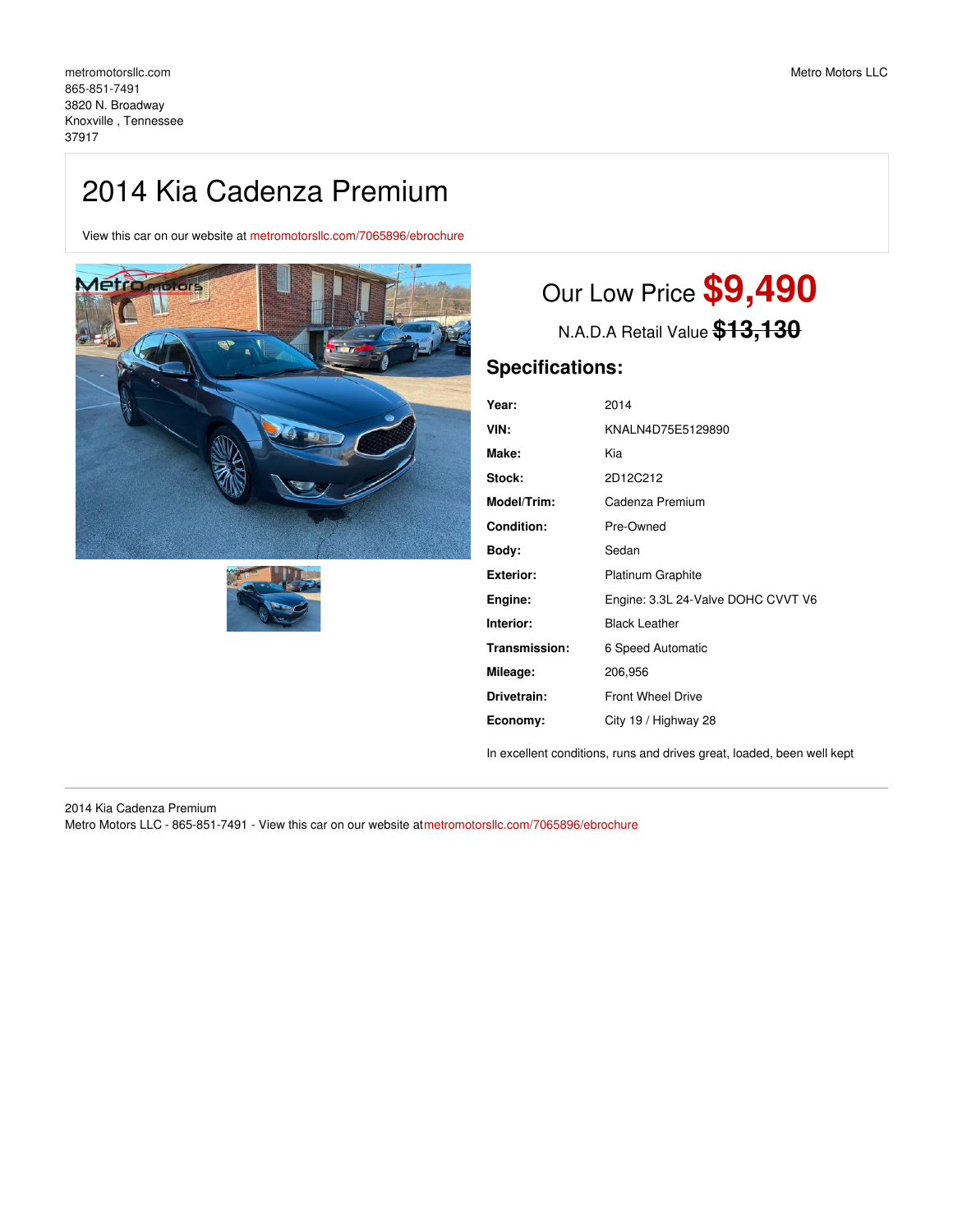metromotorsllc.com
865-851-7491
3820 N. Broadway
Knoxville , Tennessee
37917

Metro Motors LLC

# 2014 Kia Cadenza Premium

View this car on our website at metromotorsllc.com/7065896/ebrochure

Our Low Price **$9,490**

N.A.D.A Retail Value ~~$13,130~~

## Specifications:

| | |
|---|---|
| **Year:** | 2014 |
| **VIN:** | KNALN4D75E5129890 |
| **Make:** | Kia |
| **Stock:** | 2D12C212 |
| **Model/Trim:** | Cadenza Premium |
| **Condition:** | Pre-Owned |
| **Body:** | Sedan |
| **Exterior:** | Platinum Graphite |
| **Engine:** | Engine: 3.3L 24-Valve DOHC CVVT V6 |
| **Interior:** | Black Leather |
| **Transmission:** | 6 Speed Automatic |
| **Mileage:** | 206,956 |
| **Drivetrain:** | Front Wheel Drive |
| **Economy:** | City 19 / Highway 28 |

In excellent conditions, runs and drives great, loaded, been well kept

---

2014 Kia Cadenza Premium
Metro Motors LLC - 865-851-7491 - View this car on our website at metromotorsllc.com/7065896/ebrochure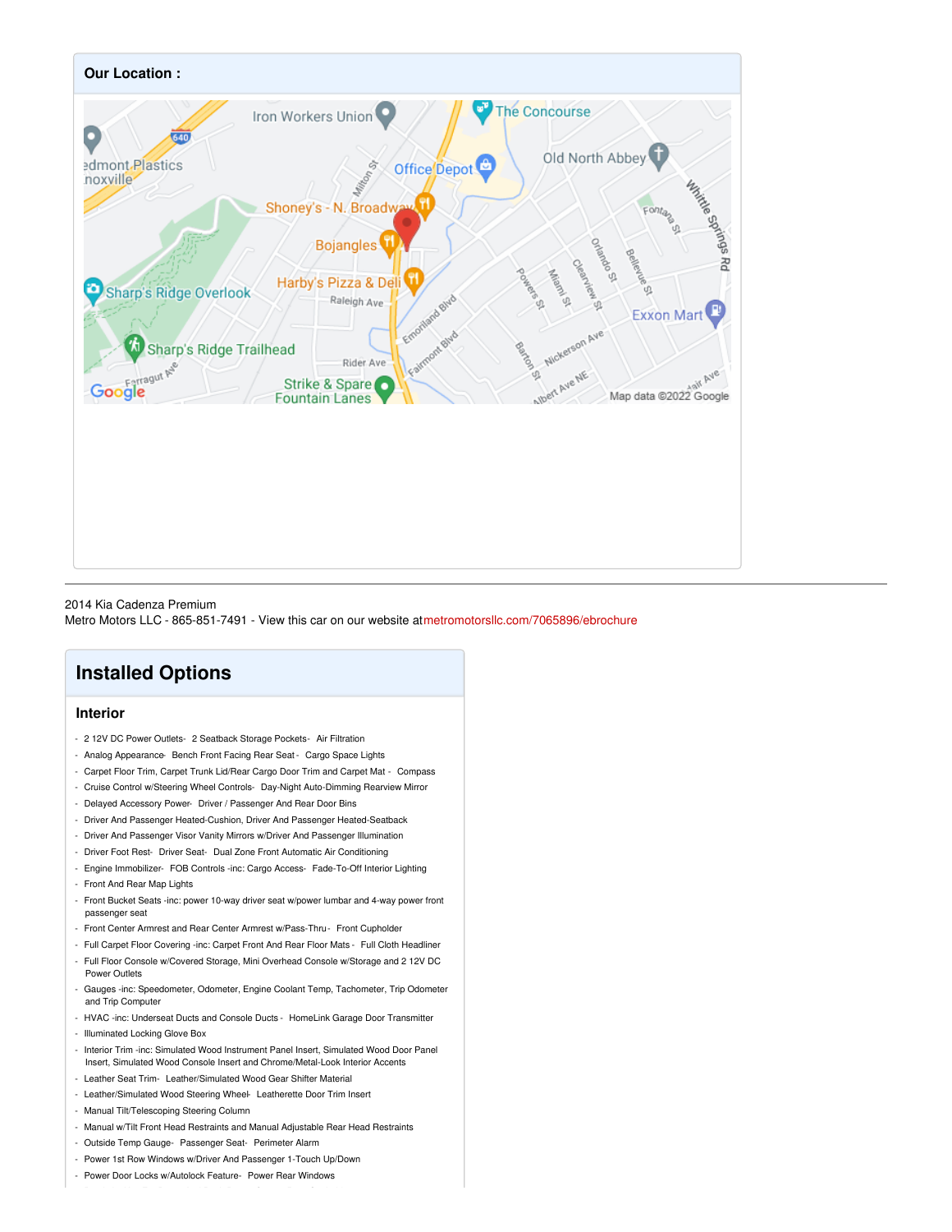## Our Location :

2014 Kia Cadenza Premium
Metro Motors LLC - 865-851-7491 - View this car on our website at metromotorsllc.com/7065896/ebrochure

# Installed Options

## Interior

- 2 12V DC Power Outlets- 2 Seatback Storage Pockets- Air Filtration
- Analog Appearance- Bench Front Facing Rear Seat - Cargo Space Lights
- Carpet Floor Trim, Carpet Trunk Lid/Rear Cargo Door Trim and Carpet Mat - Compass
- Cruise Control w/Steering Wheel Controls- Day-Night Auto-Dimming Rearview Mirror
- Delayed Accessory Power- Driver / Passenger And Rear Door Bins
- Driver And Passenger Heated-Cushion, Driver And Passenger Heated-Seatback
- Driver And Passenger Visor Vanity Mirrors w/Driver And Passenger Illumination
- Driver Foot Rest- Driver Seat- Dual Zone Front Automatic Air Conditioning
- Engine Immobilizer- FOB Controls -inc: Cargo Access- Fade-To-Off Interior Lighting
- Front And Rear Map Lights
- Front Bucket Seats -inc: power 10-way driver seat w/power lumbar and 4-way power front passenger seat
- Front Center Armrest and Rear Center Armrest w/Pass-Thru- Front Cupholder
- Full Carpet Floor Covering -inc: Carpet Front And Rear Floor Mats - Full Cloth Headliner
- Full Floor Console w/Covered Storage, Mini Overhead Console w/Storage and 2 12V DC Power Outlets
- Gauges -inc: Speedometer, Odometer, Engine Coolant Temp, Tachometer, Trip Odometer and Trip Computer
- HVAC -inc: Underseat Ducts and Console Ducts - HomeLink Garage Door Transmitter
- Illuminated Locking Glove Box
- Interior Trim -inc: Simulated Wood Instrument Panel Insert, Simulated Wood Door Panel Insert, Simulated Wood Console Insert and Chrome/Metal-Look Interior Accents
- Leather Seat Trim- Leather/Simulated Wood Gear Shifter Material
- Leather/Simulated Wood Steering Wheel- Leatherette Door Trim Insert
- Manual Tilt/Telescoping Steering Column
- Manual w/Tilt Front Head Restraints and Manual Adjustable Rear Head Restraints
- Outside Temp Gauge- Passenger Seat- Perimeter Alarm
- Power 1st Row Windows w/Driver And Passenger 1-Touch Up/Down
- Power Door Locks w/Autolock Feature- Power Rear Windows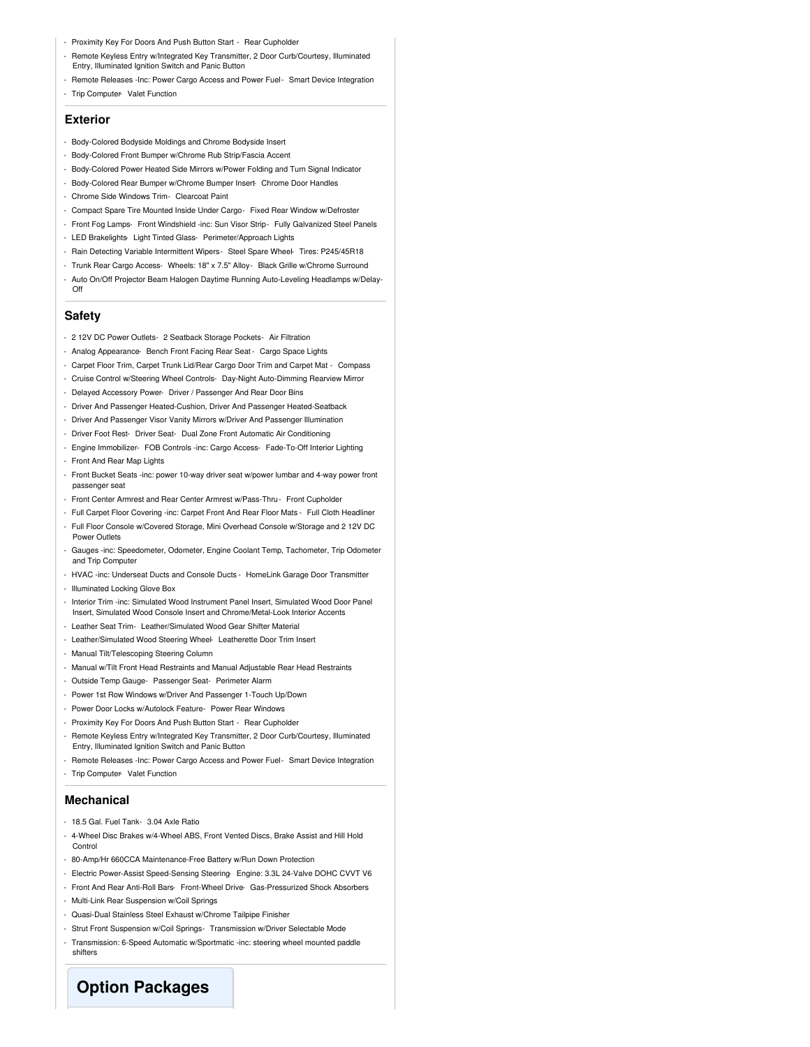- Proximity Key For Doors And Push Button Start - Rear Cupholder
- Remote Keyless Entry w/Integrated Key Transmitter, 2 Door Curb/Courtesy, Illuminated Entry, Illuminated Ignition Switch and Panic Button
- Remote Releases -Inc: Power Cargo Access and Power Fuel - Smart Device Integration
- Trip Computer - Valet Function

## Exterior

- Body-Colored Bodyside Moldings and Chrome Bodyside Insert
- Body-Colored Front Bumper w/Chrome Rub Strip/Fascia Accent
- Body-Colored Power Heated Side Mirrors w/Power Folding and Turn Signal Indicator
- Body-Colored Rear Bumper w/Chrome Bumper Insert - Chrome Door Handles
- Chrome Side Windows Trim - Clearcoat Paint
- Compact Spare Tire Mounted Inside Under Cargo - Fixed Rear Window w/Defroster
- Front Fog Lamps - Front Windshield -inc: Sun Visor Strip - Fully Galvanized Steel Panels
- LED Brakelights - Light Tinted Glass - Perimeter/Approach Lights
- Rain Detecting Variable Intermittent Wipers - Steel Spare Wheel - Tires: P245/45R18
- Trunk Rear Cargo Access - Wheels: 18" x 7.5" Alloy - Black Grille w/Chrome Surround
- Auto On/Off Projector Beam Halogen Daytime Running Auto-Leveling Headlamps w/Delay-Off

## Safety

- 2 12V DC Power Outlets - 2 Seatback Storage Pockets - Air Filtration
- Analog Appearance - Bench Front Facing Rear Seat - Cargo Space Lights
- Carpet Floor Trim, Carpet Trunk Lid/Rear Cargo Door Trim and Carpet Mat - Compass
- Cruise Control w/Steering Wheel Controls - Day-Night Auto-Dimming Rearview Mirror
- Delayed Accessory Power - Driver / Passenger And Rear Door Bins
- Driver And Passenger Heated-Cushion, Driver And Passenger Heated-Seatback
- Driver And Passenger Visor Vanity Mirrors w/Driver And Passenger Illumination
- Driver Foot Rest - Driver Seat - Dual Zone Front Automatic Air Conditioning
- Engine Immobilizer - FOB Controls -inc: Cargo Access - Fade-To-Off Interior Lighting
- Front And Rear Map Lights
- Front Bucket Seats -inc: power 10-way driver seat w/power lumbar and 4-way power front passenger seat
- Front Center Armrest and Rear Center Armrest w/Pass-Thru - Front Cupholder
- Full Carpet Floor Covering -inc: Carpet Front And Rear Floor Mats - Full Cloth Headliner
- Full Floor Console w/Covered Storage, Mini Overhead Console w/Storage and 2 12V DC Power Outlets
- Gauges -inc: Speedometer, Odometer, Engine Coolant Temp, Tachometer, Trip Odometer and Trip Computer
- HVAC -inc: Underseat Ducts and Console Ducts - HomeLink Garage Door Transmitter
- Illuminated Locking Glove Box
- Interior Trim -inc: Simulated Wood Instrument Panel Insert, Simulated Wood Door Panel Insert, Simulated Wood Console Insert and Chrome/Metal-Look Interior Accents
- Leather Seat Trim - Leather/Simulated Wood Gear Shifter Material
- Leather/Simulated Wood Steering Wheel - Leatherette Door Trim Insert
- Manual Tilt/Telescoping Steering Column
- Manual w/Tilt Front Head Restraints and Manual Adjustable Rear Head Restraints
- Outside Temp Gauge - Passenger Seat - Perimeter Alarm
- Power 1st Row Windows w/Driver And Passenger 1-Touch Up/Down
- Power Door Locks w/Autolock Feature - Power Rear Windows
- Proximity Key For Doors And Push Button Start - Rear Cupholder
- Remote Keyless Entry w/Integrated Key Transmitter, 2 Door Curb/Courtesy, Illuminated Entry, Illuminated Ignition Switch and Panic Button
- Remote Releases -Inc: Power Cargo Access and Power Fuel - Smart Device Integration
- Trip Computer - Valet Function

## Mechanical

- 18.5 Gal. Fuel Tank - 3.04 Axle Ratio
- 4-Wheel Disc Brakes w/4-Wheel ABS, Front Vented Discs, Brake Assist and Hill Hold Control
- 80-Amp/Hr 660CCA Maintenance-Free Battery w/Run Down Protection
- Electric Power-Assist Speed-Sensing Steering - Engine: 3.3L 24-Valve DOHC CVVT V6
- Front And Rear Anti-Roll Bars - Front-Wheel Drive - Gas-Pressurized Shock Absorbers
- Multi-Link Rear Suspension w/Coil Springs
- Quasi-Dual Stainless Steel Exhaust w/Chrome Tailpipe Finisher
- Strut Front Suspension w/Coil Springs - Transmission w/Driver Selectable Mode
- Transmission: 6-Speed Automatic w/Sportmatic -inc: steering wheel mounted paddle shifters

# Option Packages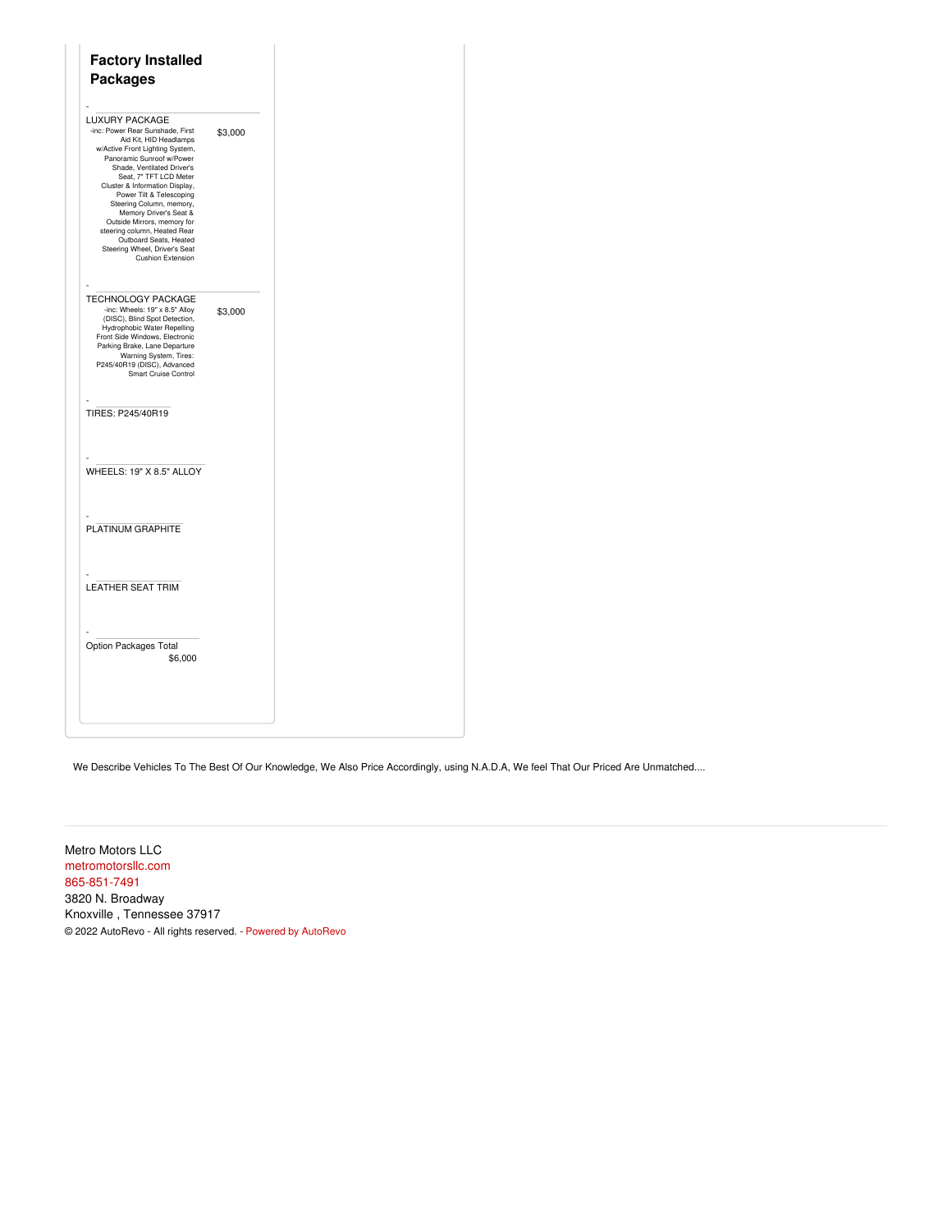## Factory Installed Packages

| | |
|---|---|
| LUXURY PACKAGE<br>-inc: Power Rear Sunshade, First Aid Kit, HID Headlamps w/Active Front Lighting System, Panoramic Sunroof w/Power Shade, Ventilated Driver's Seat, 7" TFT LCD Meter Cluster & Information Display, Power Tilt & Telescoping Steering Column, memory, Memory Driver's Seat & Outside Mirrors, memory for steering column, Heated Rear Outboard Seats, Heated Steering Wheel, Driver's Seat Cushion Extension | $3,000 |
| TECHNOLOGY PACKAGE<br>-inc: Wheels: 19" x 8.5" Alloy (DISC), Blind Spot Detection, Hydrophobic Water Repelling Front Side Windows, Electronic Parking Brake, Lane Departure Warning System, Tires: P245/40R19 (DISC), Advanced Smart Cruise Control | $3,000 |
| TIRES: P245/40R19 | |
| WHEELS: 19" X 8.5" ALLOY | |
| PLATINUM GRAPHITE | |
| LEATHER SEAT TRIM | |
| Option Packages Total | $6,000 |

We Describe Vehicles To The Best Of Our Knowledge, We Also Price Accordingly, using N.A.D.A, We feel That Our Priced Are Unmatched....

---

Metro Motors LLC
metromotorsllc.com
865-851-7491
3820 N. Broadway
Knoxville , Tennessee 37917
© 2022 AutoRevo - All rights reserved. - Powered by AutoRevo